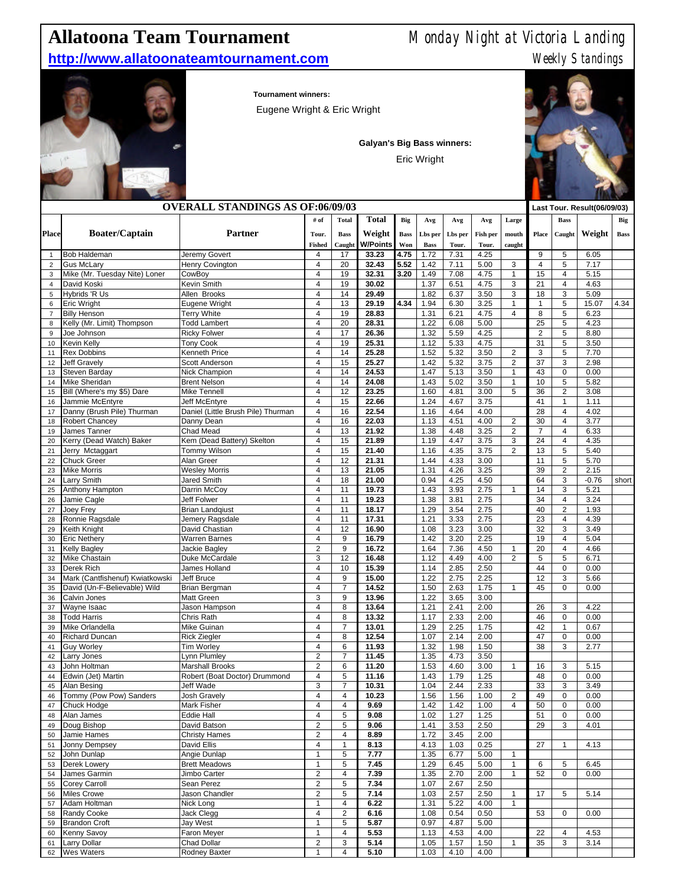# Allatoona Team Tournament

**http://www.allatoonateamtournament.com**

Monday Night at Victoria Landing

Weekly Standings

**Tournament winners:**

Eugene Wright & Eric Wright

**Galyan's Big Bass winners:**

Eric Wright

## OVERALL STANDINGS AS OF:06/09/03

| Place | Boater/Captain | Partner | # of Tour. Fished | Total Bass Caught | Total Weight W/Points | Big Bass Won | Avg Lbs per Bass | Avg Lbs per Tour. | Avg Fish per Tour. | Large mouth caught | Last Tour. Result(06/09/03) Place | Bass Caught | Weight | Big Bass |
|---|---|---|---|---|---|---|---|---|---|---|---|---|---|---|
| 1 | Bob Haldeman | Jeremy Govert | 4 | 17 | **33.23** | **4.75** | 1.72 | 7.31 | 4.25 | | 9 | 5 | 6.05 | |
| 2 | Gus McLary | Henry Covington | 4 | 20 | **32.43** | **5.52** | 1.42 | 7.11 | 5.00 | 3 | 4 | 5 | 7.17 | |
| 3 | Mike (Mr. Tuesday Nite) Loner | CowBoy | 4 | 19 | **32.31** | **3.20** | 1.49 | 7.08 | 4.75 | 1 | 15 | 4 | 5.15 | |
| 4 | David Koski | Kevin Smith | 4 | 19 | **30.02** | | 1.37 | 6.51 | 4.75 | 3 | 21 | 4 | 4.63 | |
| 5 | Hybrids 'R Us | Allen Brooks | 4 | 14 | **29.49** | | 1.82 | 6.37 | 3.50 | 3 | 18 | 3 | 5.09 | |
| 6 | Eric Wright | Eugene Wright | 4 | 13 | **29.19** | **4.34** | 1.94 | 6.30 | 3.25 | 1 | 1 | 5 | 15.07 | 4.34 |
| 7 | Billy Henson | Terry White | 4 | 19 | **28.83** | | 1.31 | 6.21 | 4.75 | 4 | 8 | 5 | 6.23 | |
| 8 | Kelly (Mr. Limit) Thompson | Todd Lambert | 4 | 20 | **28.31** | | 1.22 | 6.08 | 5.00 | | 25 | 5 | 4.23 | |
| 9 | Joe Johnson | Ricky Folwer | 4 | 17 | **26.36** | | 1.32 | 5.59 | 4.25 | | 2 | 5 | 8.80 | |
| 10 | Kevin Kelly | Tony Cook | 4 | 19 | **25.31** | | 1.12 | 5.33 | 4.75 | | 31 | 5 | 3.50 | |
| 11 | Rex Dobbins | Kenneth Price | 4 | 14 | **25.28** | | 1.52 | 5.32 | 3.50 | 2 | 3 | 5 | 7.70 | |
| 12 | Jeff Gravely | Scott Anderson | 4 | 15 | **25.27** | | 1.42 | 5.32 | 3.75 | 2 | 37 | 3 | 2.98 | |
| 13 | Steven Barday | Nick Champion | 4 | 14 | **24.53** | | 1.47 | 5.13 | 3.50 | 1 | 43 | 0 | 0.00 | |
| 14 | Mike Sheridan | Brent Nelson | 4 | 14 | **24.08** | | 1.43 | 5.02 | 3.50 | 1 | 10 | 5 | 5.82 | |
| 15 | Bill (Where's my $5) Dare | Mike Tennell | 4 | 12 | **23.25** | | 1.60 | 4.81 | 3.00 | 5 | 36 | 2 | 3.08 | |
| 16 | Jammie McEntyre | Jeff McEntyre | 4 | 15 | **22.66** | | 1.24 | 4.67 | 3.75 | | 41 | 1 | 1.11 | |
| 17 | Danny (Brush Pile) Thurman | Daniel (Little Brush Pile) Thurman | 4 | 16 | **22.54** | | 1.16 | 4.64 | 4.00 | | 28 | 4 | 4.02 | |
| 18 | Robert Chancey | Danny Dean | 4 | 16 | **22.03** | | 1.13 | 4.51 | 4.00 | 2 | 30 | 4 | 3.77 | |
| 19 | James Tanner | Chad Mead | 4 | 13 | **21.92** | | 1.38 | 4.48 | 3.25 | 2 | 7 | 4 | 6.33 | |
| 20 | Kerry (Dead Watch) Baker | Kem (Dead Battery) Skelton | 4 | 15 | **21.89** | | 1.19 | 4.47 | 3.75 | 3 | 24 | 4 | 4.35 | |
| 21 | Jerry Mctaggart | Tommy Wilson | 4 | 15 | **21.40** | | 1.16 | 4.35 | 3.75 | 2 | 13 | 5 | 5.40 | |
| 22 | Chuck Greer | Alan Greer | 4 | 12 | **21.31** | | 1.44 | 4.33 | 3.00 | | 11 | 5 | 5.70 | |
| 23 | Mike Morris | Wesley Morris | 4 | 13 | **21.05** | | 1.31 | 4.26 | 3.25 | | 39 | 2 | 2.15 | |
| 24 | Larry Smith | Jared Smith | 4 | 18 | **21.00** | | 0.94 | 4.25 | 4.50 | | 64 | 3 | -0.76 | short |
| 25 | Anthony Hampton | Darrin McCoy | 4 | 11 | **19.73** | | 1.43 | 3.93 | 2.75 | 1 | 14 | 3 | 5.21 | |
| 26 | Jamie Cagle | Jeff Folwer | 4 | 11 | **19.23** | | 1.38 | 3.81 | 2.75 | | 34 | 4 | 3.24 | |
| 27 | Joey Frey | Brian Landqiust | 4 | 11 | **18.17** | | 1.29 | 3.54 | 2.75 | | 40 | 2 | 1.93 | |
| 28 | Ronnie Ragsdale | Jemery Ragsdale | 4 | 11 | **17.31** | | 1.21 | 3.33 | 2.75 | | 23 | 4 | 4.39 | |
| 29 | Keith Knight | David Chastian | 4 | 12 | **16.90** | | 1.08 | 3.23 | 3.00 | | 32 | 3 | 3.49 | |
| 30 | Eric Nethery | Warren Barnes | 4 | 9 | **16.79** | | 1.42 | 3.20 | 2.25 | | 19 | 4 | 5.04 | |
| 31 | Kelly Bagley | Jackie Bagley | 2 | 9 | **16.72** | | 1.64 | 7.36 | 4.50 | 1 | 20 | 4 | 4.66 | |
| 32 | Mike Chastain | Duke McCardale | 3 | 12 | **16.48** | | 1.12 | 4.49 | 4.00 | 2 | 5 | 5 | 6.71 | |
| 33 | Derek Rich | James Holland | 4 | 10 | **15.39** | | 1.14 | 2.85 | 2.50 | | 44 | 0 | 0.00 | |
| 34 | Mark (Cantfishenuf) Kwiatkowski | Jeff Bruce | 4 | 9 | **15.00** | | 1.22 | 2.75 | 2.25 | | 12 | 3 | 5.66 | |
| 35 | David (Un-F-Believable) Wild | Brian Bergman | 4 | 7 | **14.52** | | 1.50 | 2.63 | 1.75 | 1 | 45 | 0 | 0.00 | |
| 36 | Calvin Jones | Matt Green | 3 | 9 | **13.96** | | 1.22 | 3.65 | 3.00 | | | | | |
| 37 | Wayne Isaac | Jason Hampson | 4 | 8 | **13.64** | | 1.21 | 2.41 | 2.00 | | 26 | 3 | 4.22 | |
| 38 | Todd Harris | Chris Rath | 4 | 8 | **13.32** | | 1.17 | 2.33 | 2.00 | | 46 | 0 | 0.00 | |
| 39 | Mike Orlandella | Mike Guinan | 4 | 7 | **13.01** | | 1.29 | 2.25 | 1.75 | | 42 | 1 | 0.67 | |
| 40 | Richard Duncan | Rick Ziegler | 4 | 8 | **12.54** | | 1.07 | 2.14 | 2.00 | | 47 | 0 | 0.00 | |
| 41 | Guy Worley | Tim Worley | 4 | 6 | **11.93** | | 1.32 | 1.98 | 1.50 | | 38 | 3 | 2.77 | |
| 42 | Larry Jones | Lynn Plumley | 2 | 7 | **11.45** | | 1.35 | 4.73 | 3.50 | | | | | |
| 43 | John Holtman | Marshall Brooks | 2 | 6 | **11.20** | | 1.53 | 4.60 | 3.00 | 1 | 16 | 3 | 5.15 | |
| 44 | Edwin (Jet) Martin | Robert (Boat Doctor) Drummond | 4 | 5 | **11.16** | | 1.43 | 1.79 | 1.25 | | 48 | 0 | 0.00 | |
| 45 | Alan Besing | Jeff Wade | 3 | 7 | **10.31** | | 1.04 | 2.44 | 2.33 | | 33 | 3 | 3.49 | |
| 46 | Tommy (Pow Pow) Sanders | Josh Gravely | 4 | 4 | **10.23** | | 1.56 | 1.56 | 1.00 | 2 | 49 | 0 | 0.00 | |
| 47 | Chuck Hodge | Mark Fisher | 4 | 4 | **9.69** | | 1.42 | 1.42 | 1.00 | 4 | 50 | 0 | 0.00 | |
| 48 | Alan James | Eddie Hall | 4 | 5 | **9.08** | | 1.02 | 1.27 | 1.25 | | 51 | 0 | 0.00 | |
| 49 | Doug Bishop | David Batson | 2 | 5 | **9.06** | | 1.41 | 3.53 | 2.50 | | 29 | 3 | 4.01 | |
| 50 | Jamie Hames | Christy Hames | 2 | 4 | **8.89** | | 1.72 | 3.45 | 2.00 | | | | | |
| 51 | Jonny Dempsey | David Ellis | 4 | 1 | **8.13** | | 4.13 | 1.03 | 0.25 | | 27 | 1 | 4.13 | |
| 52 | John Dunlap | Angie Dunlap | 1 | 5 | **7.77** | | 1.35 | 6.77 | 5.00 | 1 | | | | |
| 53 | Derek Lowery | Brett Meadows | 1 | 5 | **7.45** | | 1.29 | 6.45 | 5.00 | 1 | 6 | 5 | 6.45 | |
| 54 | James Garmin | Jimbo Carter | 2 | 4 | **7.39** | | 1.35 | 2.70 | 2.00 | 1 | 52 | 0 | 0.00 | |
| 55 | Corey Carroll | Sean Perez | 2 | 5 | **7.34** | | 1.07 | 2.67 | 2.50 | | | | | |
| 56 | Miles Crowe | Jason Chandler | 2 | 5 | **7.14** | | 1.03 | 2.57 | 2.50 | 1 | 17 | 5 | 5.14 | |
| 57 | Adam Holtman | Nick Long | 1 | 4 | **6.22** | | 1.31 | 5.22 | 4.00 | 1 | | | | |
| 58 | Randy Cooke | Jack Clegg | 4 | 2 | **6.16** | | 1.08 | 0.54 | 0.50 | | 53 | 0 | 0.00 | |
| 59 | Brandon Croft | Jay West | 1 | 5 | **5.87** | | 0.97 | 4.87 | 5.00 | | | | | |
| 60 | Kenny Savoy | Faron Meyer | 1 | 4 | **5.53** | | 1.13 | 4.53 | 4.00 | | 22 | 4 | 4.53 | |
| 61 | Larry Dollar | Chad Dollar | 2 | 3 | **5.14** | | 1.05 | 1.57 | 1.50 | 1 | 35 | 3 | 3.14 | |
| 62 | Wes Waters | Rodney Baxter | 1 | 4 | **5.10** | | 1.03 | 4.10 | 4.00 | | | | | |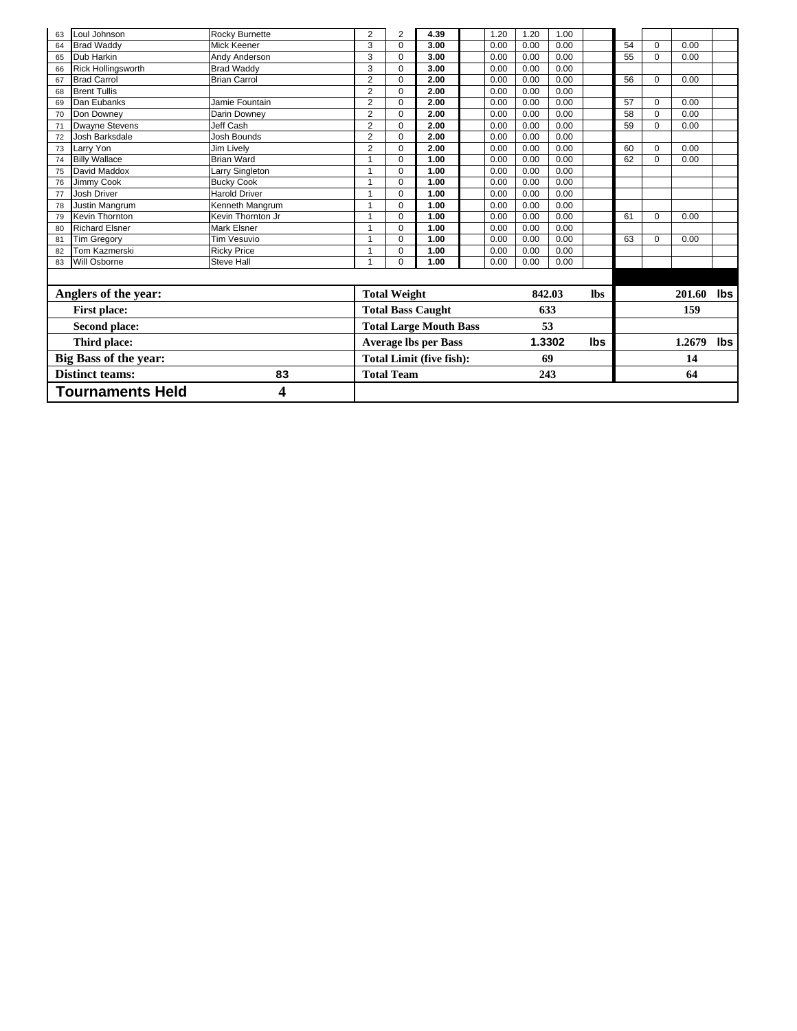| | | | | | | | | | | | | | | | |
|---|---|---|---|---|---|---|---|---|---|---|---|---|---|---|---|
| 63 | Loul Johnson | Rocky Burnette | 2 | 2 | 4.39 | | 1.20 | 1.20 | 1.00 | | | | | | |
| 64 | Brad Waddy | Mick Keener | 3 | 0 | 3.00 | | 0.00 | 0.00 | 0.00 | | 54 | 0 | 0.00 | | |
| 65 | Dub Harkin | Andy Anderson | 3 | 0 | 3.00 | | 0.00 | 0.00 | 0.00 | | 55 | 0 | 0.00 | | |
| 66 | Rick Hollingsworth | Brad Waddy | 3 | 0 | 3.00 | | 0.00 | 0.00 | 0.00 | | | | | | |
| 67 | Brad Carrol | Brian Carrol | 2 | 0 | 2.00 | | 0.00 | 0.00 | 0.00 | | 56 | 0 | 0.00 | | |
| 68 | Brent Tullis | | 2 | 0 | 2.00 | | 0.00 | 0.00 | 0.00 | | | | | | |
| 69 | Dan Eubanks | Jamie Fountain | 2 | 0 | 2.00 | | 0.00 | 0.00 | 0.00 | | 57 | 0 | 0.00 | | |
| 70 | Don Downey | Darin Downey | 2 | 0 | 2.00 | | 0.00 | 0.00 | 0.00 | | 58 | 0 | 0.00 | | |
| 71 | Dwayne Stevens | Jeff Cash | 2 | 0 | 2.00 | | 0.00 | 0.00 | 0.00 | | 59 | 0 | 0.00 | | |
| 72 | Josh Barksdale | Josh Bounds | 2 | 0 | 2.00 | | 0.00 | 0.00 | 0.00 | | | | | | |
| 73 | Larry Yon | Jim Lively | 2 | 0 | 2.00 | | 0.00 | 0.00 | 0.00 | | 60 | 0 | 0.00 | | |
| 74 | Billy Wallace | Brian Ward | 1 | 0 | 1.00 | | 0.00 | 0.00 | 0.00 | | 62 | 0 | 0.00 | | |
| 75 | David Maddox | Larry Singleton | 1 | 0 | 1.00 | | 0.00 | 0.00 | 0.00 | | | | | | |
| 76 | Jimmy Cook | Bucky Cook | 1 | 0 | 1.00 | | 0.00 | 0.00 | 0.00 | | | | | | |
| 77 | Josh Driver | Harold Driver | 1 | 0 | 1.00 | | 0.00 | 0.00 | 0.00 | | | | | | |
| 78 | Justin Mangrum | Kenneth Mangrum | 1 | 0 | 1.00 | | 0.00 | 0.00 | 0.00 | | | | | | |
| 79 | Kevin Thornton | Kevin Thornton Jr | 1 | 0 | 1.00 | | 0.00 | 0.00 | 0.00 | | 61 | 0 | 0.00 | | |
| 80 | Richard Elsner | Mark Elsner | 1 | 0 | 1.00 | | 0.00 | 0.00 | 0.00 | | | | | | |
| 81 | Tim Gregory | Tim Vesuvio | 1 | 0 | 1.00 | | 0.00 | 0.00 | 0.00 | | 63 | 0 | 0.00 | | |
| 82 | Tom Kazmerski | Ricky Price | 1 | 0 | 1.00 | | 0.00 | 0.00 | 0.00 | | | | | | |
| 83 | Will Osborne | Steve Hall | 1 | 0 | 1.00 | | 0.00 | 0.00 | 0.00 | | | | | | |

| | | | | | | |
|---|---|---|---|---|---|---|
| **Anglers of the year:** | | **Total Weight** | 842.03 | lbs | 201.60 | lbs |
| **First place:** | | **Total Bass Caught** | 633 | | 159 | |
| **Second place:** | | **Total Large Mouth Bass** | 53 | | | |
| **Third place:** | | **Average lbs per Bass** | 1.3302 | lbs | 1.2679 | lbs |
| **Big Bass of the year:** | | **Total Limit (five fish):** | 69 | | 14 | |
| **Distinct teams:** | 83 | **Total Team** | 243 | | 64 | |
| **Tournaments Held** | 4 | | | | | |